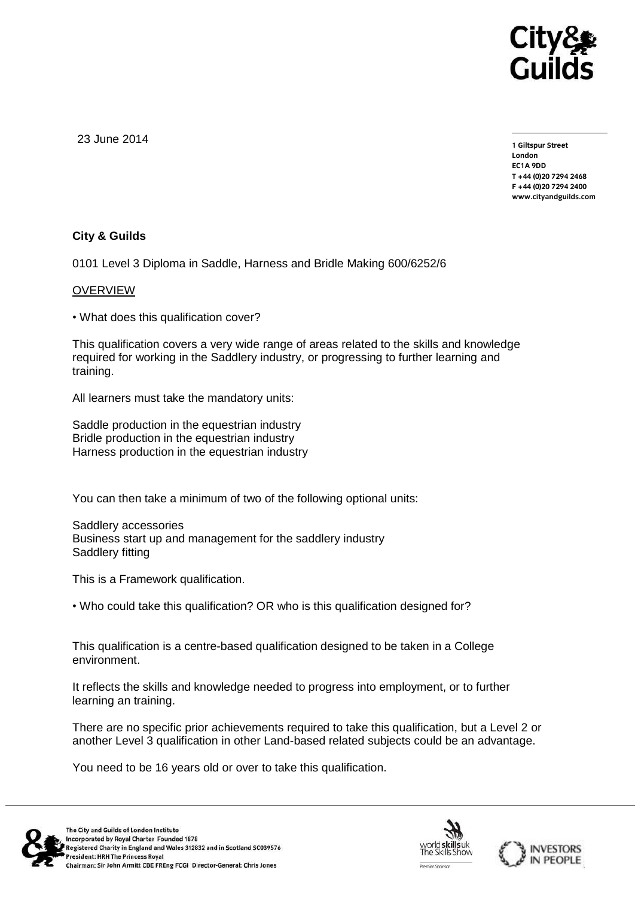23 June 2014

**1 Giltspur Street**
**London**
**EC1A 9DD**
**T +44 (0)20 7294 2468**
**F +44 (0)20 7294 2400**
**www.cityandguilds.com**

**City & Guilds**

0101 Level 3 Diploma in Saddle, Harness and Bridle Making 600/6252/6

OVERVIEW

• What does this qualification cover?

This qualification covers a very wide range of areas related to the skills and knowledge required for working in the Saddlery industry, or progressing to further learning and training.

All learners must take the mandatory units:

Saddle production in the equestrian industry
Bridle production in the equestrian industry
Harness production in the equestrian industry

You can then take a minimum of two of the following optional units:

Saddlery accessories
Business start up and management for the saddlery industry
Saddlery fitting

This is a Framework qualification.

• Who could take this qualification? OR who is this qualification designed for?

This qualification is a centre-based qualification designed to be taken in a College environment.

It reflects the skills and knowledge needed to progress into employment, or to further learning an training.

There are no specific prior achievements required to take this qualification, but a Level 2 or another Level 3 qualification in other Land-based related subjects could be an advantage.

You need to be 16 years old or over to take this qualification.

The City and Guilds of London Institute
Incorporated by Royal Charter Founded 1878
Registered Charity in England and Wales 312832 and in Scotland SC039576
President: HRH The Princess Royal
Chairman: Sir John Armitt CBE FREng FCGI Director-General: Chris Jones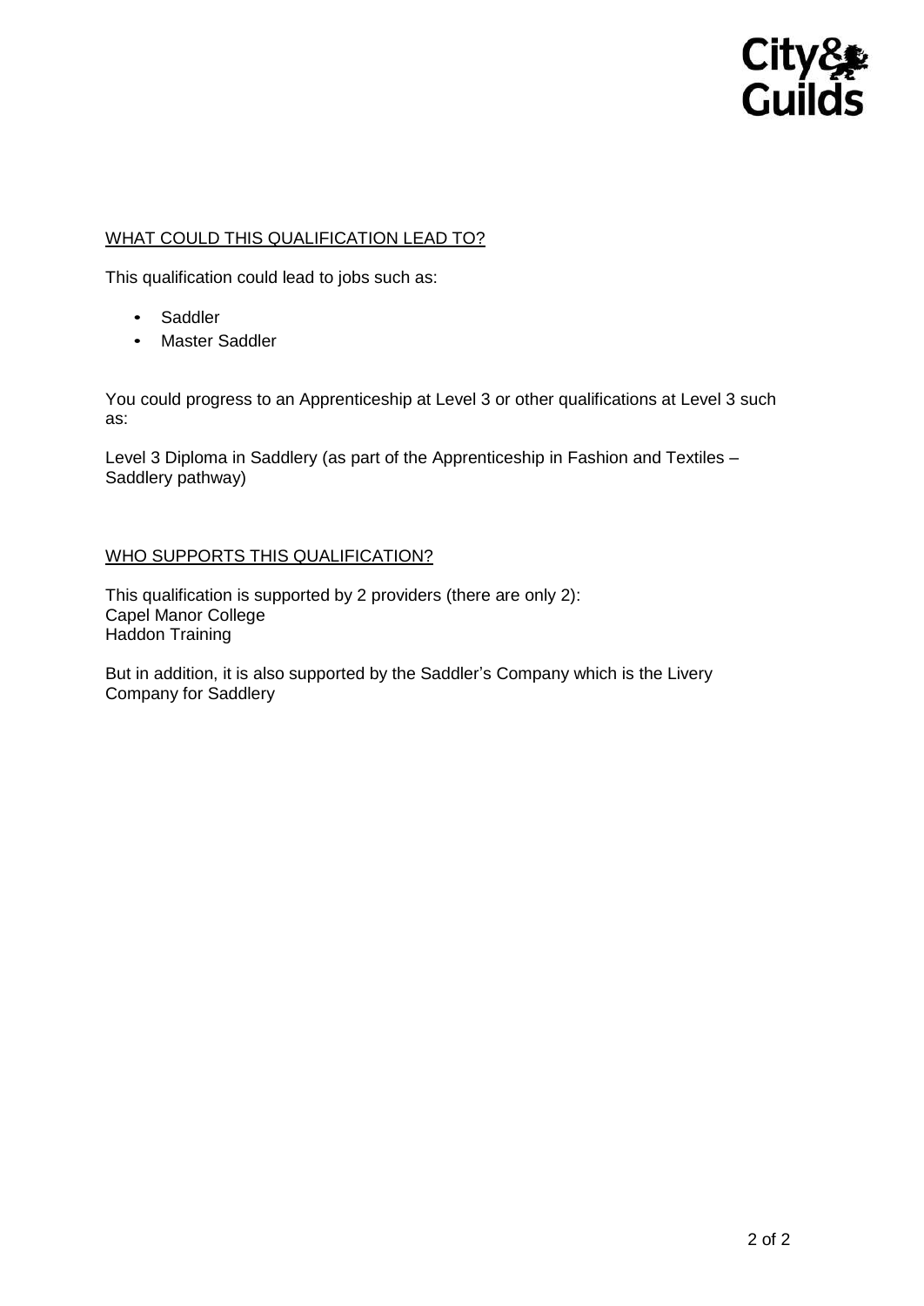## WHAT COULD THIS QUALIFICATION LEAD TO?

This qualification could lead to jobs such as:

- Saddler
- Master Saddler

You could progress to an Apprenticeship at Level 3 or other qualifications at Level 3 such as:

Level 3 Diploma in Saddlery (as part of the Apprenticeship in Fashion and Textiles – Saddlery pathway)

## WHO SUPPORTS THIS QUALIFICATION?

This qualification is supported by 2 providers (there are only 2):
Capel Manor College
Haddon Training

But in addition, it is also supported by the Saddler's Company which is the Livery Company for Saddlery